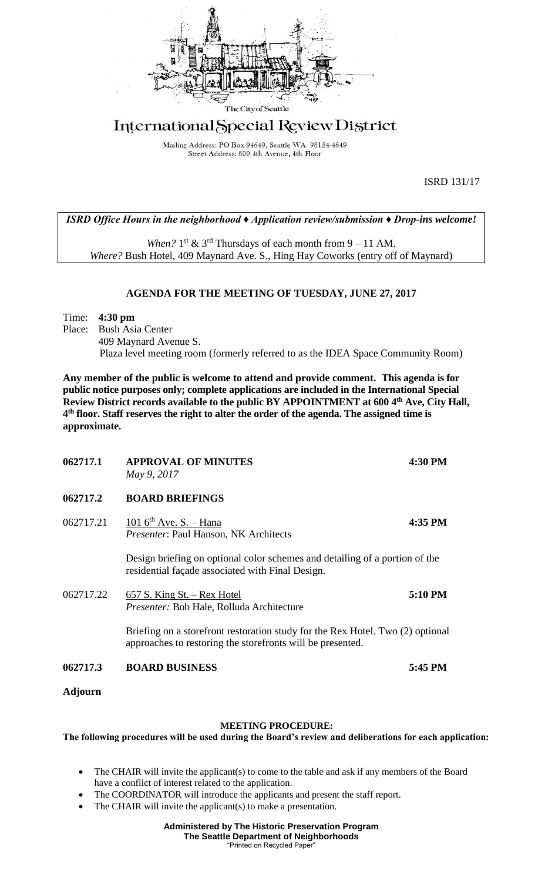The City of Seattle

# International Special Review District

Mailing Address: PO Box 94649, Seattle WA 98124-4649
Street Address: 600 4th Avenue, 4th Floor

ISRD 131/17

*ISRD Office Hours in the neighborhood ♦ Application review/submission ♦ Drop-ins welcome!*

*When?* 1st & 3rd Thursdays of each month from 9 – 11 AM.
*Where?* Bush Hotel, 409 Maynard Ave. S., Hing Hay Coworks (entry off of Maynard)

## AGENDA FOR THE MEETING OF TUESDAY, JUNE 27, 2017

Time: **4:30 pm**
Place: Bush Asia Center
409 Maynard Avenue S.
Plaza level meeting room (formerly referred to as the IDEA Space Community Room)

**Any member of the public is welcome to attend and provide comment. This agenda is for public notice purposes only; complete applications are included in the International Special Review District records available to the public BY APPOINTMENT at 600 4th Ave, City Hall, 4th floor. Staff reserves the right to alter the order of the agenda. The assigned time is approximate.**

**062717.1 APPROVAL OF MINUTES** **4:30 PM**
*May 9, 2017*

**062717.2 BOARD BRIEFINGS**

062717.21 101 6th Ave. S. – Hana **4:35 PM**
*Presenter*: Paul Hanson, NK Architects

Design briefing on optional color schemes and detailing of a portion of the residential façade associated with Final Design.

062717.22 657 S. King St. – Rex Hotel **5:10 PM**
*Presenter:* Bob Hale, Rolluda Architecture

Briefing on a storefront restoration study for the Rex Hotel. Two (2) optional approaches to restoring the storefronts will be presented.

**062717.3 BOARD BUSINESS** **5:45 PM**

**Adjourn**

### MEETING PROCEDURE:

**The following procedures will be used during the Board's review and deliberations for each application:**

- The CHAIR will invite the applicant(s) to come to the table and ask if any members of the Board have a conflict of interest related to the application.
- The COORDINATOR will introduce the applicants and present the staff report.
- The CHAIR will invite the applicant(s) to make a presentation.

**Administered by The Historic Preservation Program**
**The Seattle Department of Neighborhoods**
"Printed on Recycled Paper"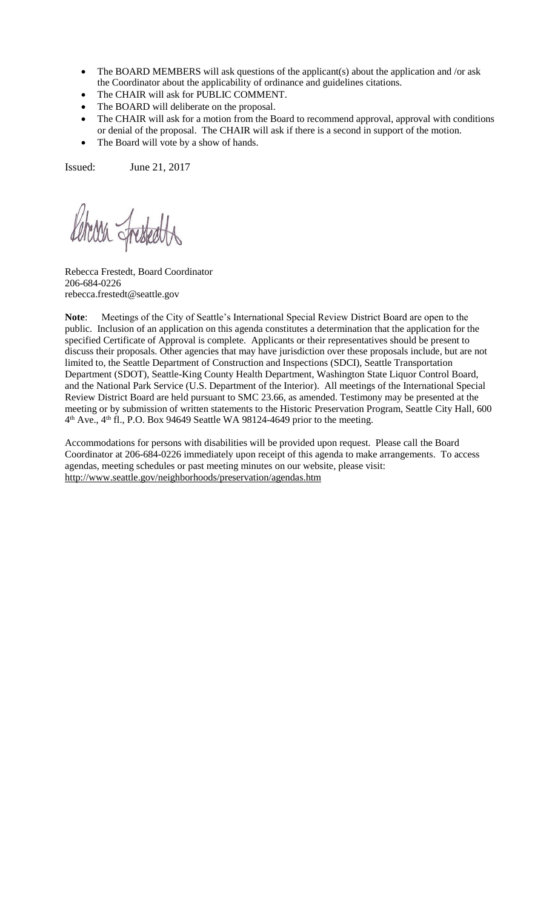- The BOARD MEMBERS will ask questions of the applicant(s) about the application and /or ask the Coordinator about the applicability of ordinance and guidelines citations.
- The CHAIR will ask for PUBLIC COMMENT.
- The BOARD will deliberate on the proposal.
- The CHAIR will ask for a motion from the Board to recommend approval, approval with conditions or denial of the proposal. The CHAIR will ask if there is a second in support of the motion.
- The Board will vote by a show of hands.

Issued: June 21, 2017

Rebecca Frestedt, Board Coordinator
206-684-0226
rebecca.frestedt@seattle.gov

**Note**: Meetings of the City of Seattle's International Special Review District Board are open to the public. Inclusion of an application on this agenda constitutes a determination that the application for the specified Certificate of Approval is complete. Applicants or their representatives should be present to discuss their proposals. Other agencies that may have jurisdiction over these proposals include, but are not limited to, the Seattle Department of Construction and Inspections (SDCI), Seattle Transportation Department (SDOT), Seattle-King County Health Department, Washington State Liquor Control Board, and the National Park Service (U.S. Department of the Interior). All meetings of the International Special Review District Board are held pursuant to SMC 23.66, as amended. Testimony may be presented at the meeting or by submission of written statements to the Historic Preservation Program, Seattle City Hall, 600 4th Ave., 4th fl., P.O. Box 94649 Seattle WA 98124-4649 prior to the meeting.

Accommodations for persons with disabilities will be provided upon request. Please call the Board Coordinator at 206-684-0226 immediately upon receipt of this agenda to make arrangements. To access agendas, meeting schedules or past meeting minutes on our website, please visit: http://www.seattle.gov/neighborhoods/preservation/agendas.htm